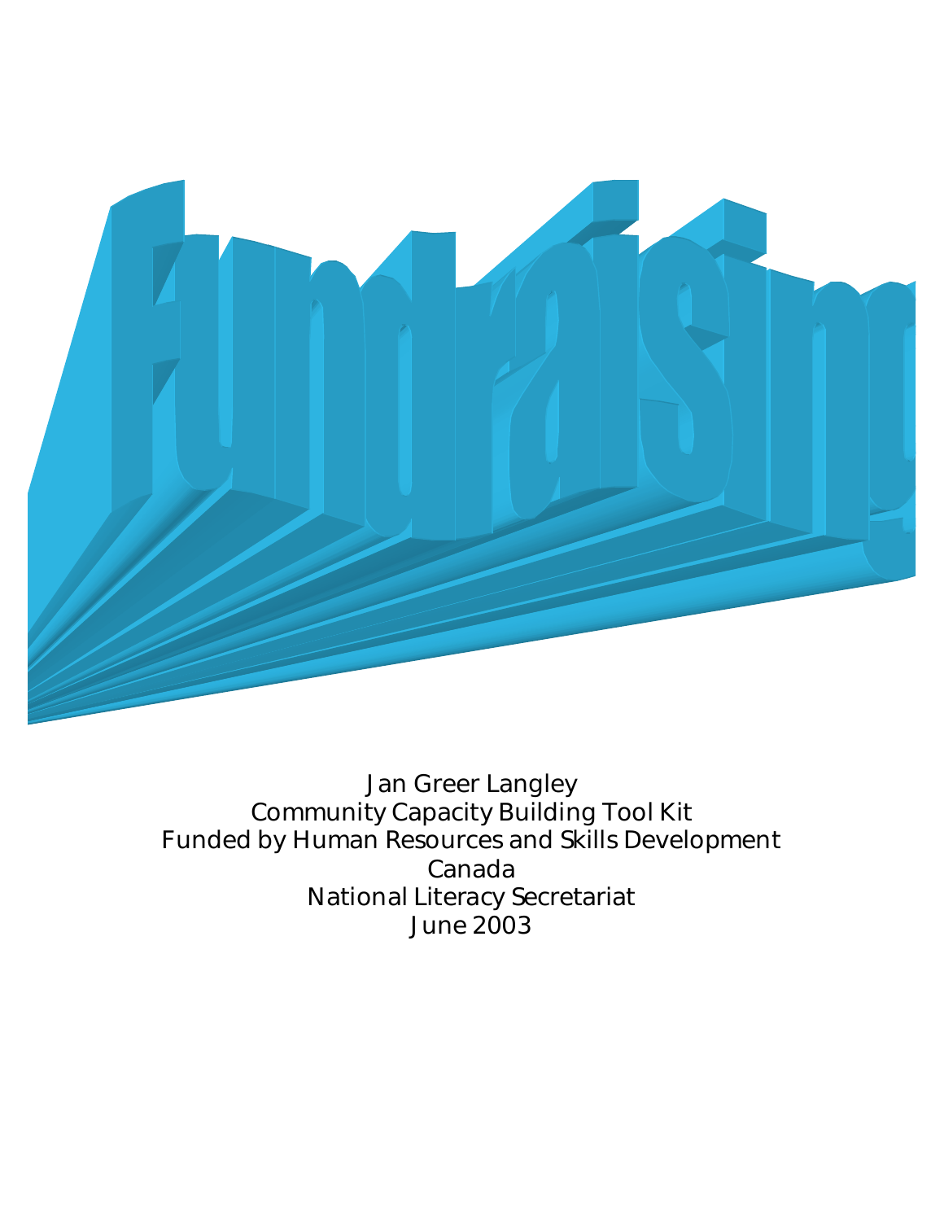# Fundraising

Jan Greer Langley
Community Capacity Building Tool Kit
Funded by Human Resources and Skills Development Canada
National Literacy Secretariat
June 2003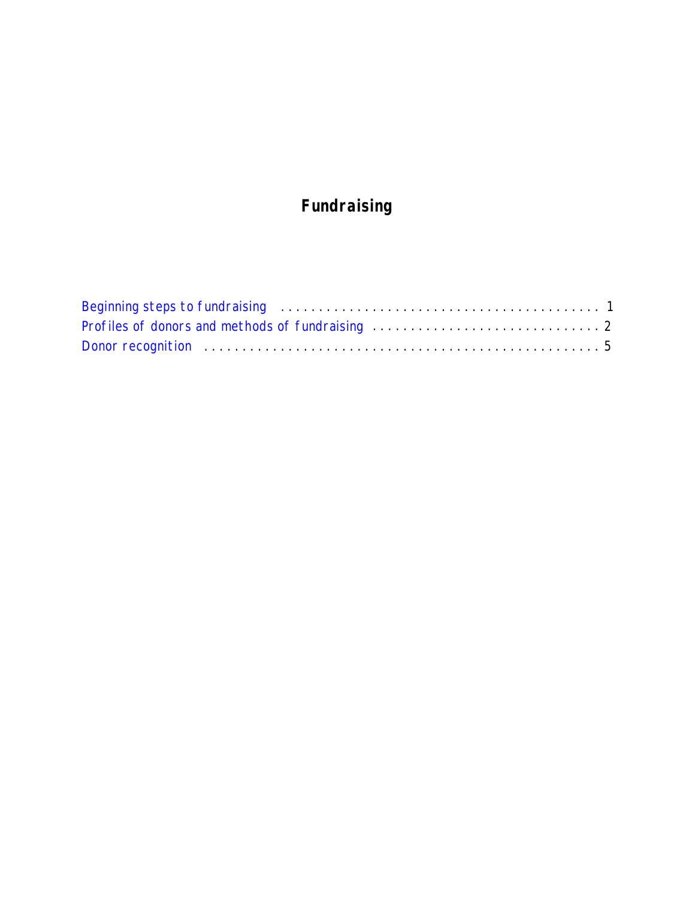# Fundraising

Beginning steps to fundraising ........................................ 1
Profiles of donors and methods of fundraising ............................ 2
Donor recognition .................................................... 5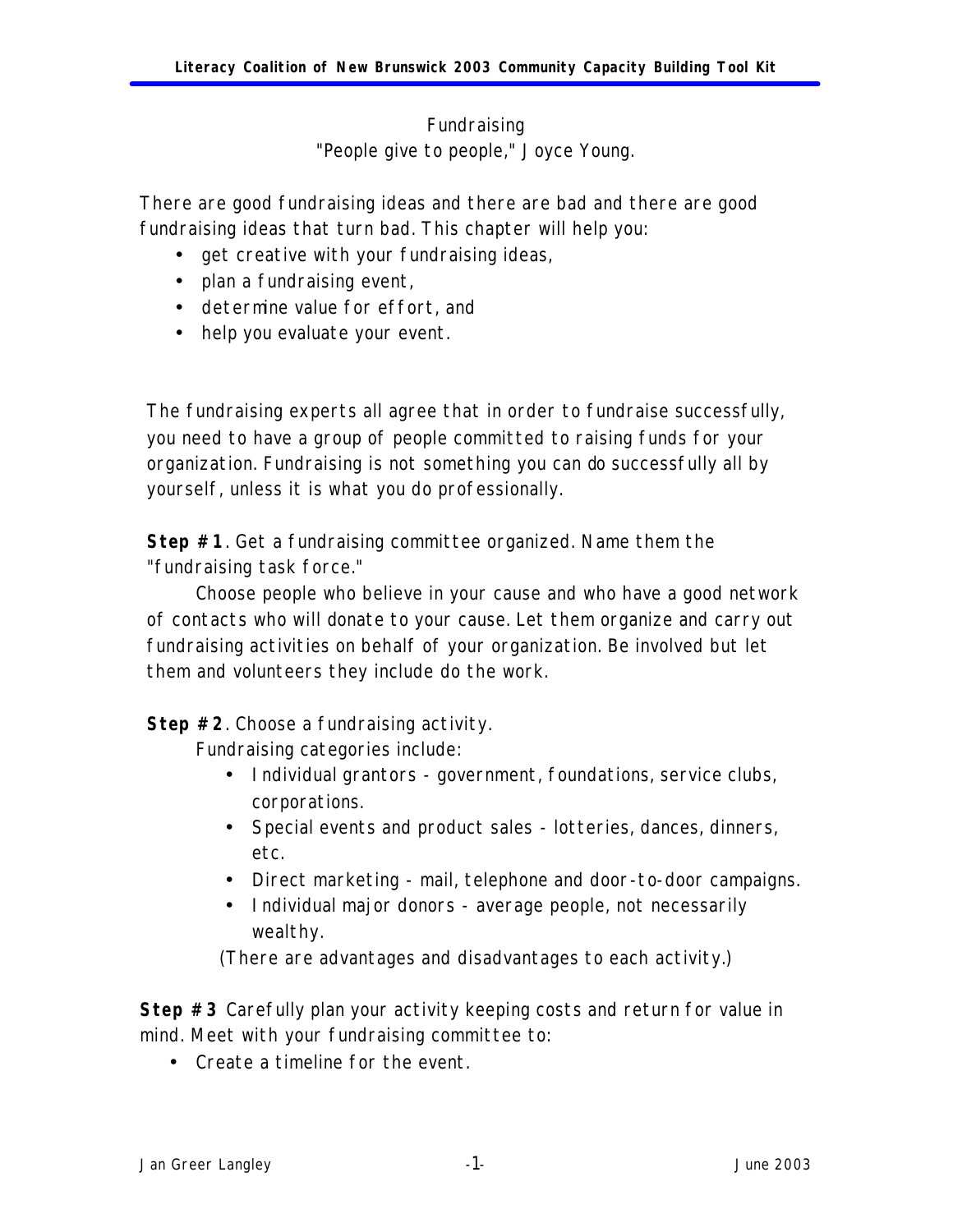# Fundraising

"People give to people," Joyce Young.

There are good fundraising ideas and there are bad and there are good fundraising ideas that turn bad. This chapter will help you:

- get creative with your fundraising ideas,
- plan a fundraising event,
- determine value for effort, and
- help you evaluate your event.

The fundraising experts all agree that in order to fundraise successfully, you need to have a group of people committed to raising funds for your organization. Fundraising is not something you can do successfully all by yourself, unless it is what you do professionally.

**Step #1**. Get a fundraising committee organized. Name them the "fundraising task force."

Choose people who believe in your cause and who have a good network of contacts who will donate to your cause. Let them organize and carry out fundraising activities on behalf of your organization. Be involved but let them and volunteers they include do the work.

**Step #2**. Choose a fundraising activity.

Fundraising categories include:

- Individual grantors - government, foundations, service clubs, corporations.
- Special events and product sales - lotteries, dances, dinners, etc.
- Direct marketing - mail, telephone and door-to-door campaigns.
- Individual major donors - average people, not necessarily wealthy.

(There are advantages and disadvantages to each activity.)

**Step #3** Carefully plan your activity keeping costs and return for value in mind. Meet with your fundraising committee to:

- Create a timeline for the event.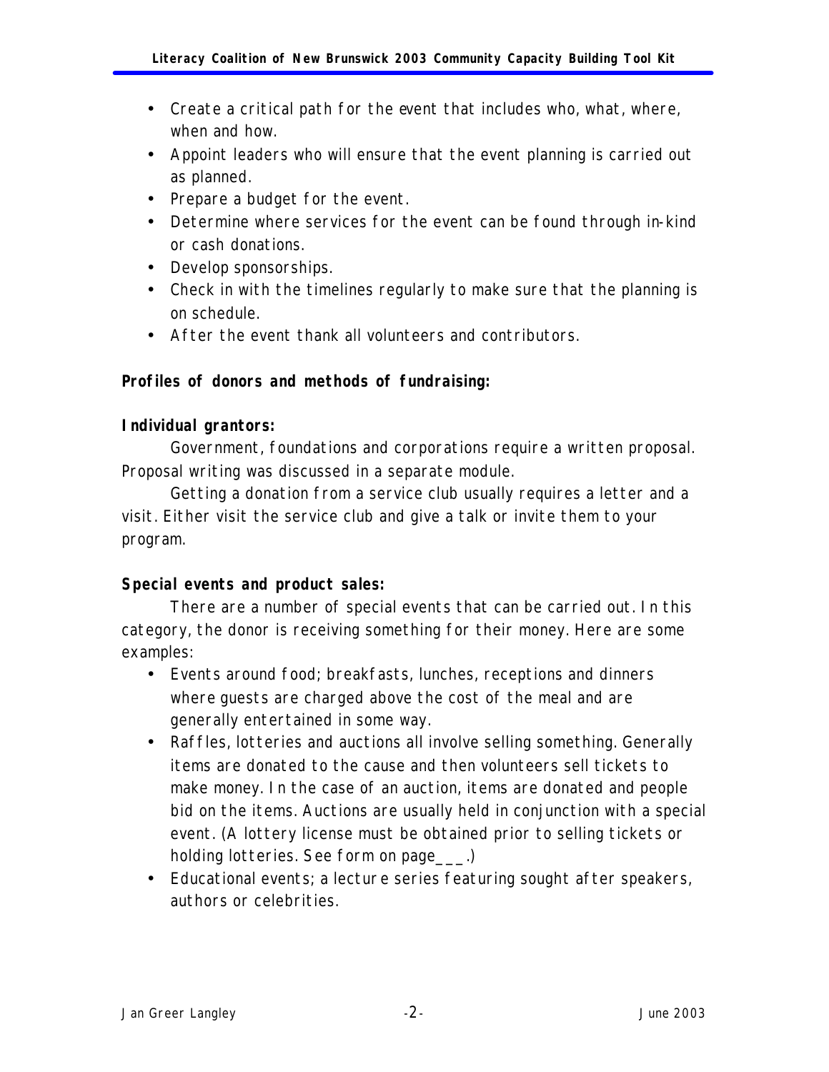- Create a critical path for the event that includes who, what, where, when and how.
- Appoint leaders who will ensure that the event planning is carried out as planned.
- Prepare a budget for the event.
- Determine where services for the event can be found through in-kind or cash donations.
- Develop sponsorships.
- Check in with the timelines regularly to make sure that the planning is on schedule.
- After the event thank all volunteers and contributors.

**Profiles of donors and methods of fundraising:**

**Individual grantors:**

Government, foundations and corporations require a written proposal. Proposal writing was discussed in a separate module.

Getting a donation from a service club usually requires a letter and a visit. Either visit the service club and give a talk or invite them to your program.

**Special events and product sales:**

There are a number of special events that can be carried out. In this category, the donor is receiving something for their money. Here are some examples:

- Events around food; breakfasts, lunches, receptions and dinners where guests are charged above the cost of the meal and are generally entertained in some way.
- Raffles, lotteries and auctions all involve selling something. Generally items are donated to the cause and then volunteers sell tickets to make money. In the case of an auction, items are donated and people bid on the items. Auctions are usually held in conjunction with a special event. (A lottery license must be obtained prior to selling tickets or holding lotteries. See form on page___.)
- Educational events; a lecture series featuring sought after speakers, authors or celebrities.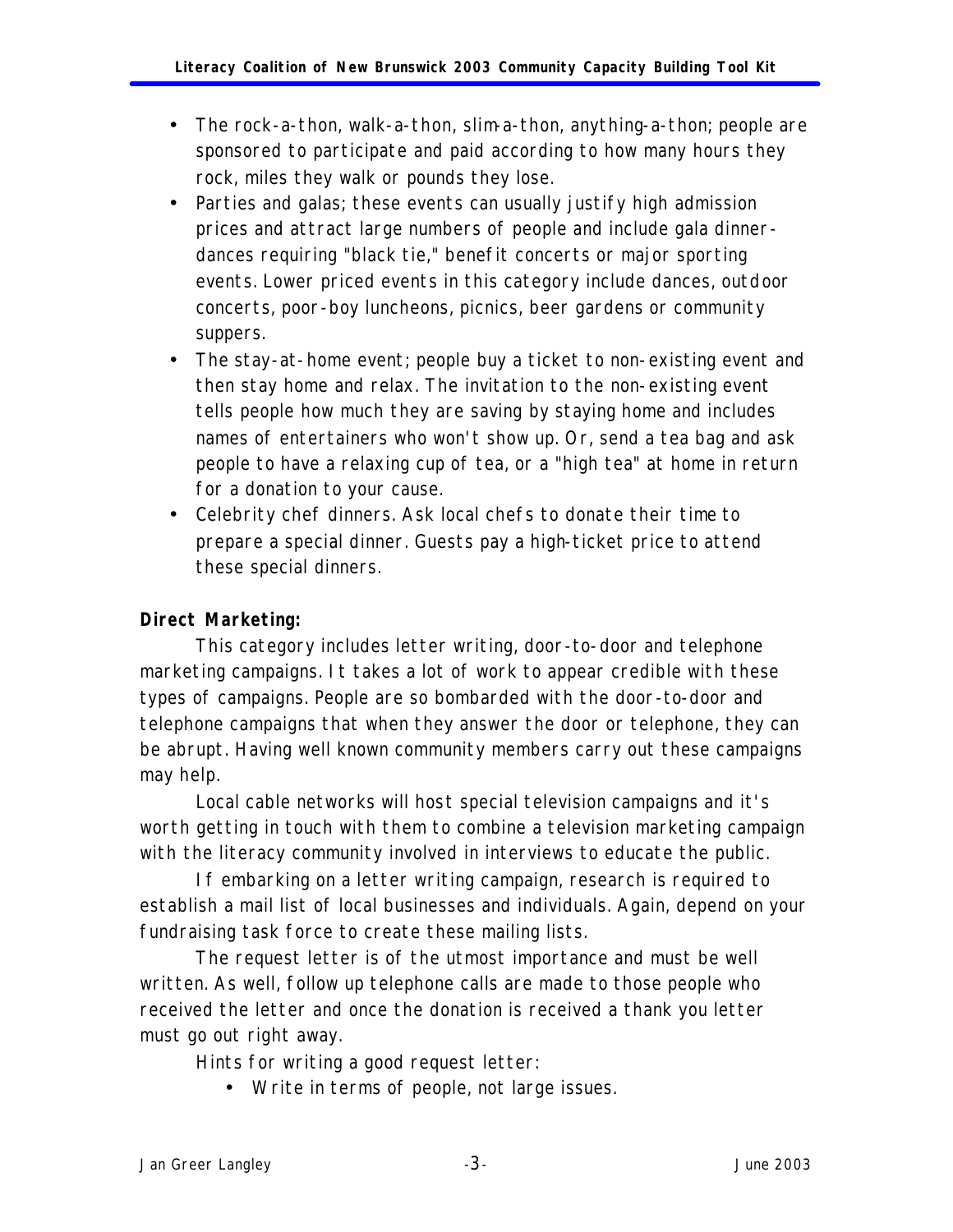- The rock-a-thon, walk-a-thon, slim-a-thon, anything-a-thon; people are sponsored to participate and paid according to how many hours they rock, miles they walk or pounds they lose.
- Parties and galas; these events can usually justify high admission prices and attract large numbers of people and include gala dinner-dances requiring "black tie," benefit concerts or major sporting events. Lower priced events in this category include dances, outdoor concerts, poor-boy luncheons, picnics, beer gardens or community suppers.
- The stay-at-home event; people buy a ticket to non-existing event and then stay home and relax. The invitation to the non-existing event tells people how much they are saving by staying home and includes names of entertainers who won't show up. Or, send a tea bag and ask people to have a relaxing cup of tea, or a "high tea" at home in return for a donation to your cause.
- Celebrity chef dinners. Ask local chefs to donate their time to prepare a special dinner. Guests pay a high-ticket price to attend these special dinners.

**Direct Marketing:**

This category includes letter writing, door-to-door and telephone marketing campaigns. It takes a lot of work to appear credible with these types of campaigns. People are so bombarded with the door-to-door and telephone campaigns that when they answer the door or telephone, they can be abrupt. Having well known community members carry out these campaigns may help.

Local cable networks will host special television campaigns and it's worth getting in touch with them to combine a television marketing campaign with the literacy community involved in interviews to educate the public.

If embarking on a letter writing campaign, research is required to establish a mail list of local businesses and individuals. Again, depend on your fundraising task force to create these mailing lists.

The request letter is of the utmost importance and must be well written. As well, follow up telephone calls are made to those people who received the letter and once the donation is received a thank you letter must go out right away.

Hints for writing a good request letter:

- Write in terms of people, not large issues.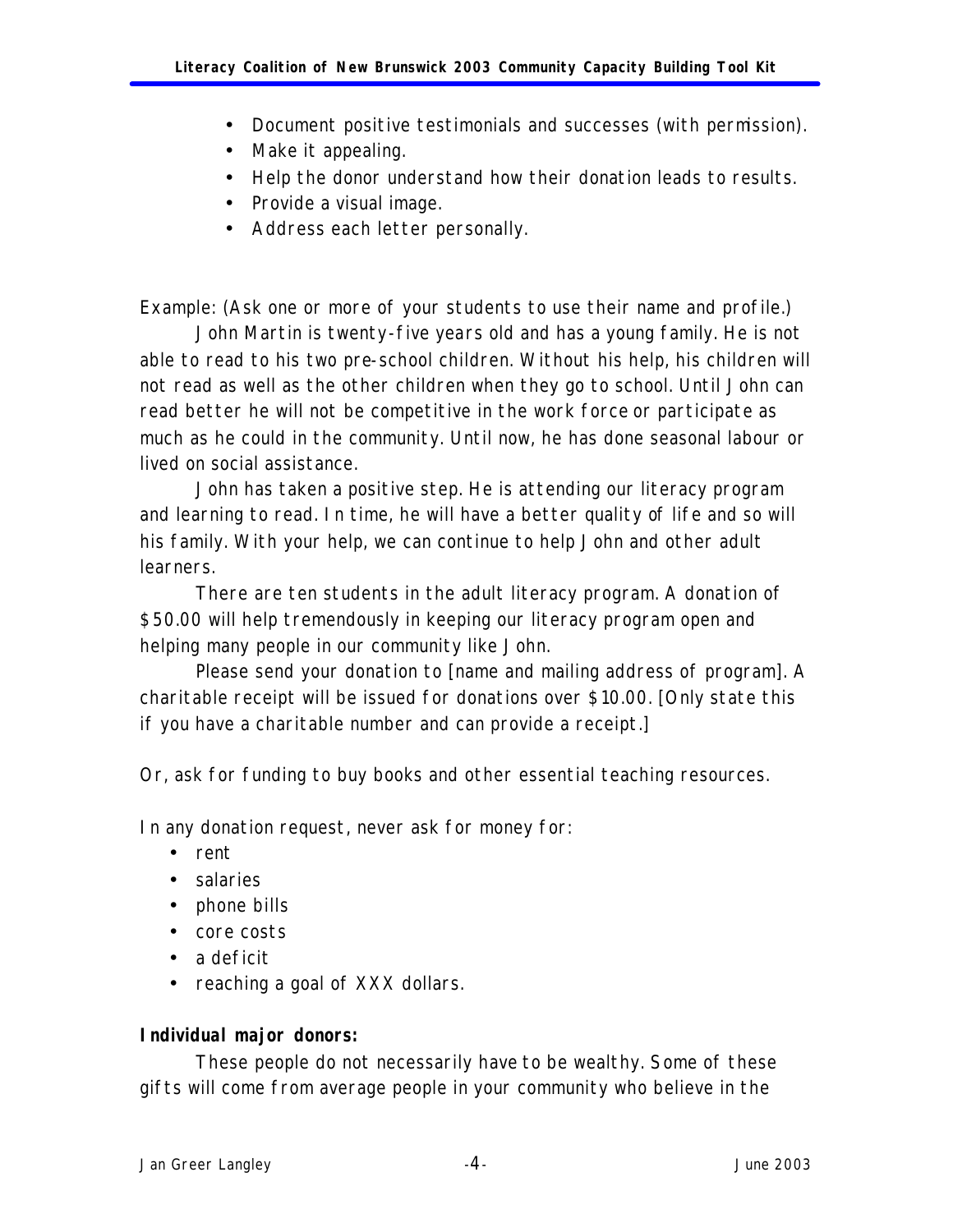- Document positive testimonials and successes (with permission).
- Make it appealing.
- Help the donor understand how their donation leads to results.
- Provide a visual image.
- Address each letter personally.

Example: (Ask one or more of your students to use their name and profile.)

John Martin is twenty-five years old and has a young family. He is not able to read to his two pre-school children. Without his help, his children will not read as well as the other children when they go to school. Until John can read better he will not be competitive in the work force or participate as much as he could in the community. Until now, he has done seasonal labour or lived on social assistance.

John has taken a positive step. He is attending our literacy program and learning to read. In time, he will have a better quality of life and so will his family. With your help, we can continue to help John and other adult learners.

There are ten students in the adult literacy program. A donation of $50.00 will help tremendously in keeping our literacy program open and helping many people in our community like John.

Please send your donation to [name and mailing address of program]. A charitable receipt will be issued for donations over $10.00. [Only state this if you have a charitable number and can provide a receipt.]

Or, ask for funding to buy books and other essential teaching resources.

In any donation request, never ask for money for:

- rent
- salaries
- phone bills
- core costs
- a deficit
- reaching a goal of XXX dollars.

**Individual major donors:**

These people do not necessarily have to be wealthy. Some of these gifts will come from average people in your community who believe in the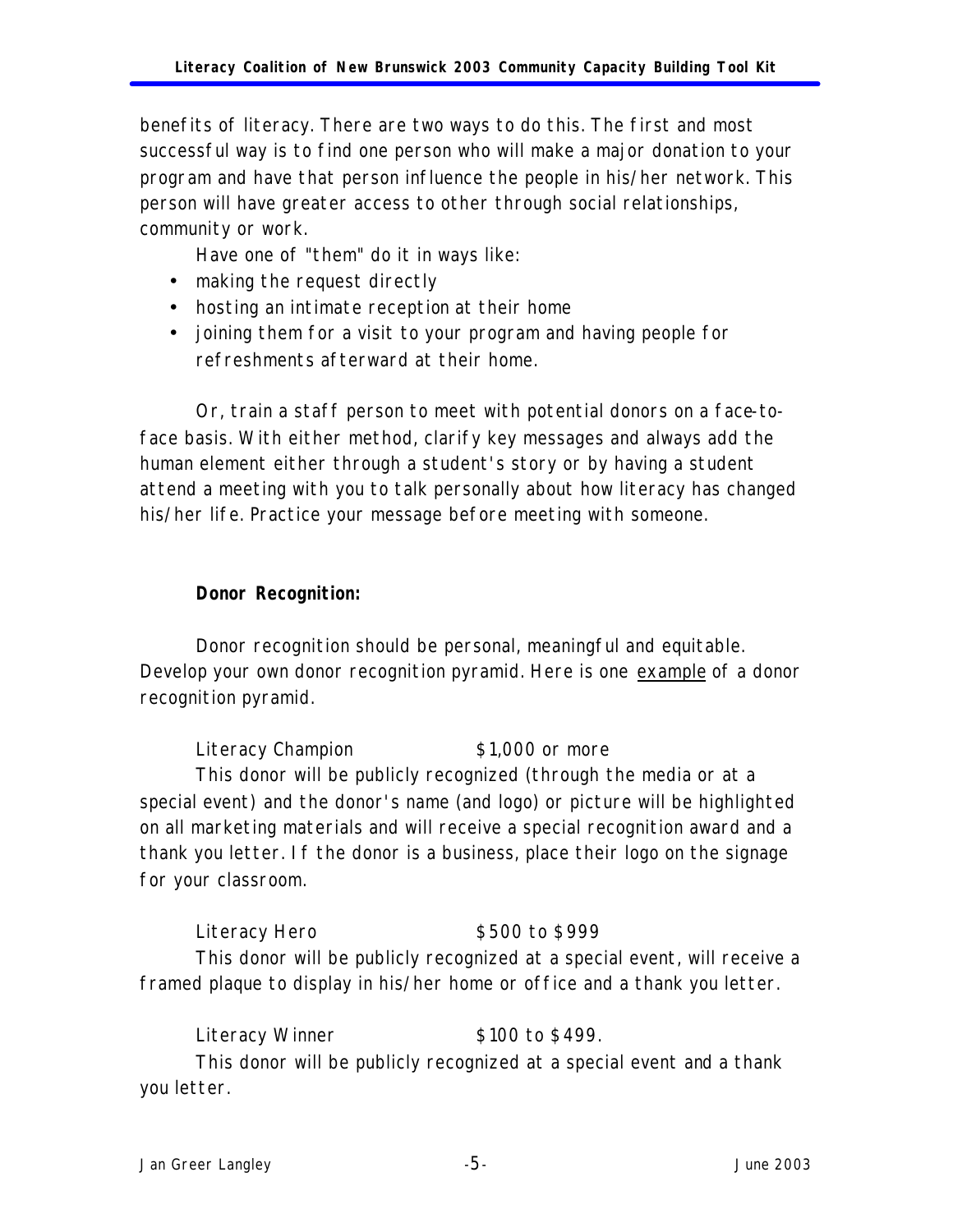benefits of literacy. There are two ways to do this. The first and most successful way is to find one person who will make a major donation to your program and have that person influence the people in his/her network. This person will have greater access to other through social relationships, community or work.

Have one of "them" do it in ways like:

- making the request directly
- hosting an intimate reception at their home
- joining them for a visit to your program and having people for refreshments afterward at their home.

Or, train a staff person to meet with potential donors on a face-to-face basis. With either method, clarify key messages and always add the human element either through a student's story or by having a student attend a meeting with you to talk personally about how literacy has changed his/her life. Practice your message before meeting with someone.

**Donor Recognition:**

Donor recognition should be personal, meaningful and equitable. Develop your own donor recognition pyramid. Here is one <u>example</u> of a donor recognition pyramid.

Literacy Champion $1,000 or more

This donor will be publicly recognized (through the media or at a special event) and the donor's name (and logo) or picture will be highlighted on all marketing materials and will receive a special recognition award and a thank you letter. If the donor is a business, place their logo on the signage for your classroom.

Literacy Hero $500 to $999

This donor will be publicly recognized at a special event, will receive a framed plaque to display in his/her home or office and a thank you letter.

Literacy Winner $100 to $499.

This donor will be publicly recognized at a special event and a thank you letter.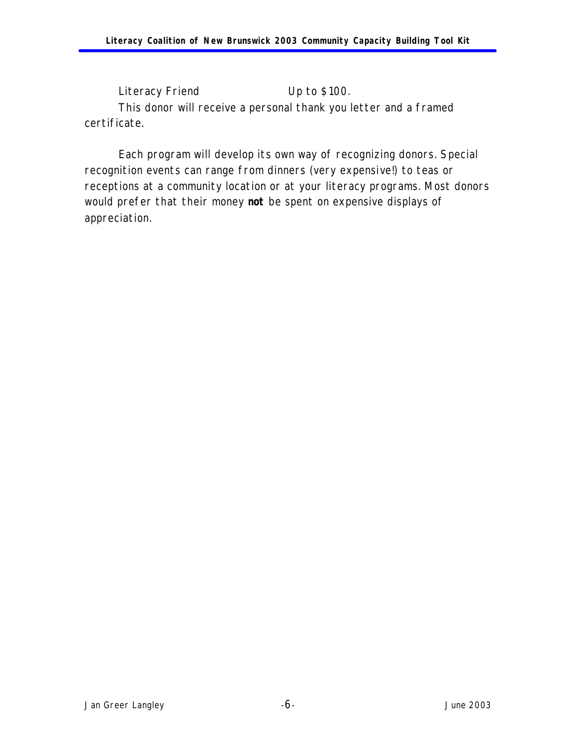Literacy Friend Up to $100.

This donor will receive a personal thank you letter and a framed certificate.

Each program will develop its own way of recognizing donors. Special recognition events can range from dinners (very expensive!) to teas or receptions at a community location or at your literacy programs. Most donors would prefer that their money **not** be spent on expensive displays of appreciation.